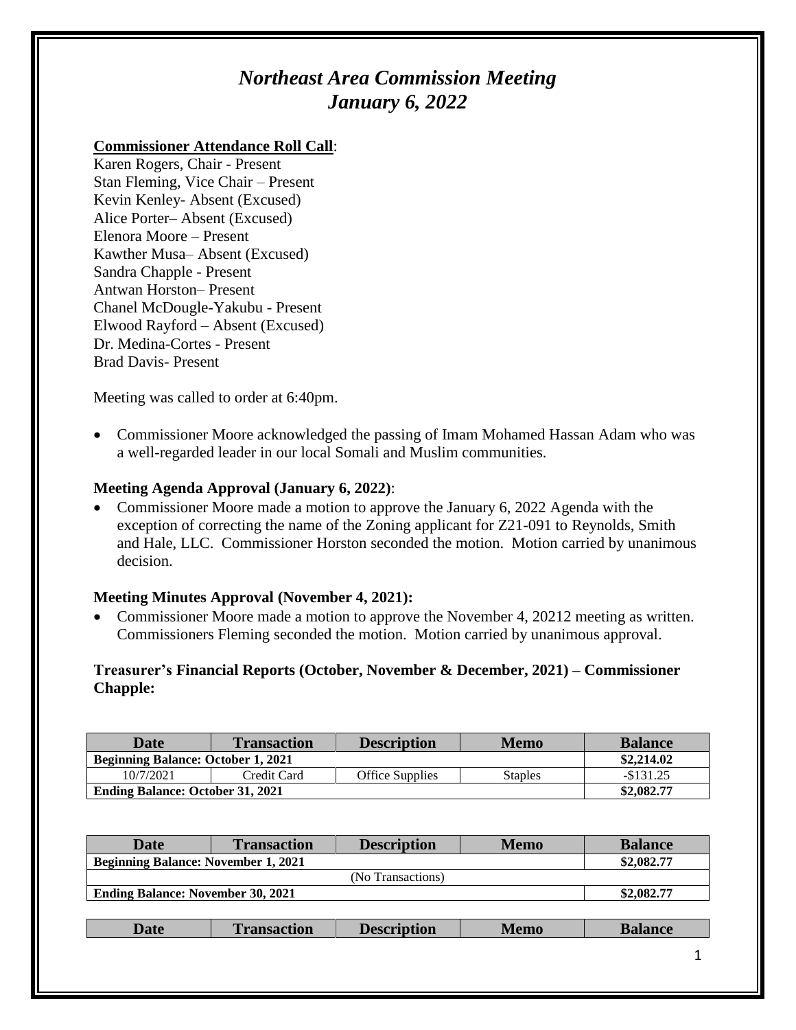# *Northeast Area Commission Meeting*
# *January 6, 2022*

**Commissioner Attendance Roll Call**:

Karen Rogers, Chair - Present
Stan Fleming, Vice Chair – Present
Kevin Kenley- Absent (Excused)
Alice Porter– Absent (Excused)
Elenora Moore – Present
Kawther Musa– Absent (Excused)
Sandra Chapple - Present
Antwan Horston– Present
Chanel McDougle-Yakubu - Present
Elwood Rayford – Absent (Excused)
Dr. Medina-Cortes - Present
Brad Davis- Present

Meeting was called to order at 6:40pm.

- Commissioner Moore acknowledged the passing of Imam Mohamed Hassan Adam who was a well-regarded leader in our local Somali and Muslim communities.

**Meeting Agenda Approval (January 6, 2022)**:

- Commissioner Moore made a motion to approve the January 6, 2022 Agenda with the exception of correcting the name of the Zoning applicant for Z21-091 to Reynolds, Smith and Hale, LLC. Commissioner Horston seconded the motion. Motion carried by unanimous decision.

**Meeting Minutes Approval (November 4, 2021):**

- Commissioner Moore made a motion to approve the November 4, 20212 meeting as written. Commissioners Fleming seconded the motion. Motion carried by unanimous approval.

**Treasurer's Financial Reports (October, November & December, 2021) – Commissioner Chapple:**

| Date | Transaction | Description | Memo | Balance |
|---|---|---|---|---|
| **Beginning Balance: October 1, 2021** | | | | **$2,214.02** |
| 10/7/2021 | Credit Card | Office Supplies | Staples | -$131.25 |
| **Ending Balance: October 31, 2021** | | | | **$2,082.77** |

| Date | Transaction | Description | Memo | Balance |
|---|---|---|---|---|
| **Beginning Balance: November 1, 2021** | | | | **$2,082.77** |
| (No Transactions) | | | | |
| **Ending Balance: November 30, 2021** | | | | **$2,082.77** |

| Date | Transaction | Description | Memo | Balance |
|---|---|---|---|---|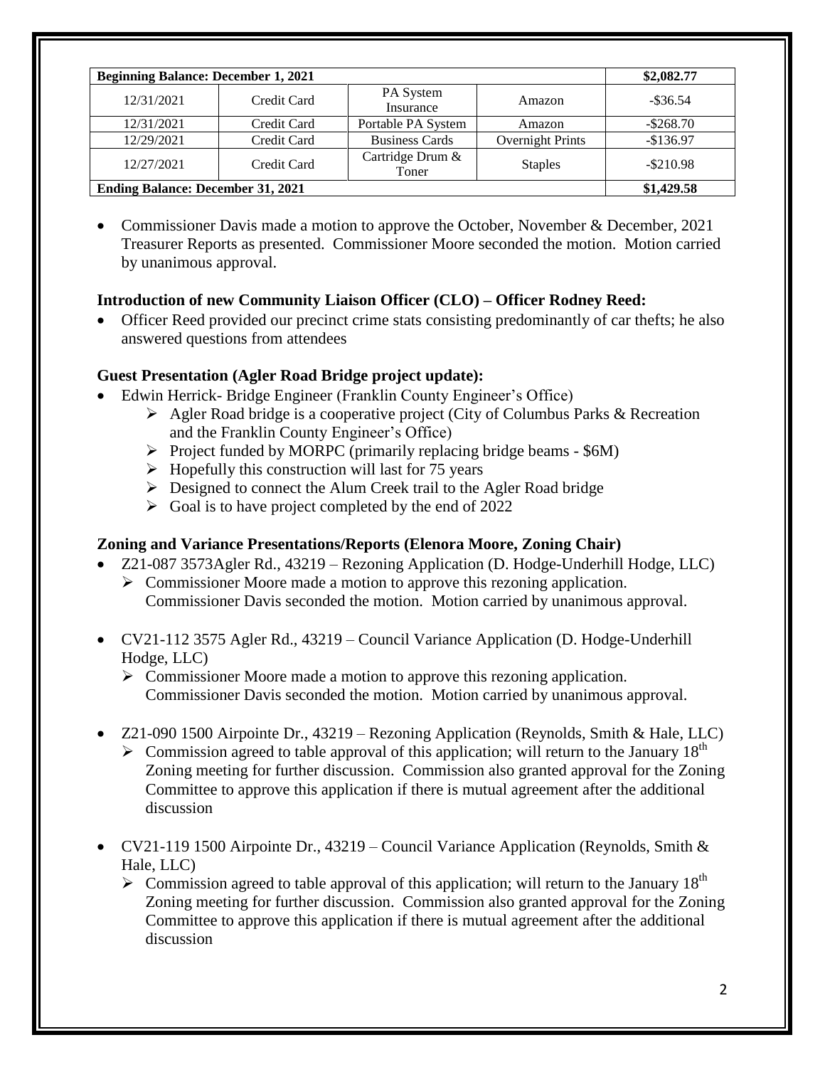| Beginning Balance: December 1, 2021 | | | | $2,082.77 |
|---|---|---|---|---|
| 12/31/2021 | Credit Card | PA System Insurance | Amazon | -$36.54 |
| 12/31/2021 | Credit Card | Portable PA System | Amazon | -$268.70 |
| 12/29/2021 | Credit Card | Business Cards | Overnight Prints | -$136.97 |
| 12/27/2021 | Credit Card | Cartridge Drum & Toner | Staples | -$210.98 |
| Ending Balance: December 31, 2021 | | | | $1,429.58 |

- Commissioner Davis made a motion to approve the October, November & December, 2021 Treasurer Reports as presented. Commissioner Moore seconded the motion. Motion carried by unanimous approval.

**Introduction of new Community Liaison Officer (CLO) – Officer Rodney Reed:**

- Officer Reed provided our precinct crime stats consisting predominantly of car thefts; he also answered questions from attendees

**Guest Presentation (Agler Road Bridge project update):**

- Edwin Herrick- Bridge Engineer (Franklin County Engineer's Office)
  - Agler Road bridge is a cooperative project (City of Columbus Parks & Recreation and the Franklin County Engineer's Office)
  - Project funded by MORPC (primarily replacing bridge beams - $6M)
  - Hopefully this construction will last for 75 years
  - Designed to connect the Alum Creek trail to the Agler Road bridge
  - Goal is to have project completed by the end of 2022

**Zoning and Variance Presentations/Reports (Elenora Moore, Zoning Chair)**

- Z21-087 3573Agler Rd., 43219 – Rezoning Application (D. Hodge-Underhill Hodge, LLC)
  - Commissioner Moore made a motion to approve this rezoning application. Commissioner Davis seconded the motion. Motion carried by unanimous approval.
- CV21-112 3575 Agler Rd., 43219 – Council Variance Application (D. Hodge-Underhill Hodge, LLC)
  - Commissioner Moore made a motion to approve this rezoning application. Commissioner Davis seconded the motion. Motion carried by unanimous approval.
- Z21-090 1500 Airpointe Dr., 43219 – Rezoning Application (Reynolds, Smith & Hale, LLC)
  - Commission agreed to table approval of this application; will return to the January 18th Zoning meeting for further discussion. Commission also granted approval for the Zoning Committee to approve this application if there is mutual agreement after the additional discussion
- CV21-119 1500 Airpointe Dr., 43219 – Council Variance Application (Reynolds, Smith & Hale, LLC)
  - Commission agreed to table approval of this application; will return to the January 18th Zoning meeting for further discussion. Commission also granted approval for the Zoning Committee to approve this application if there is mutual agreement after the additional discussion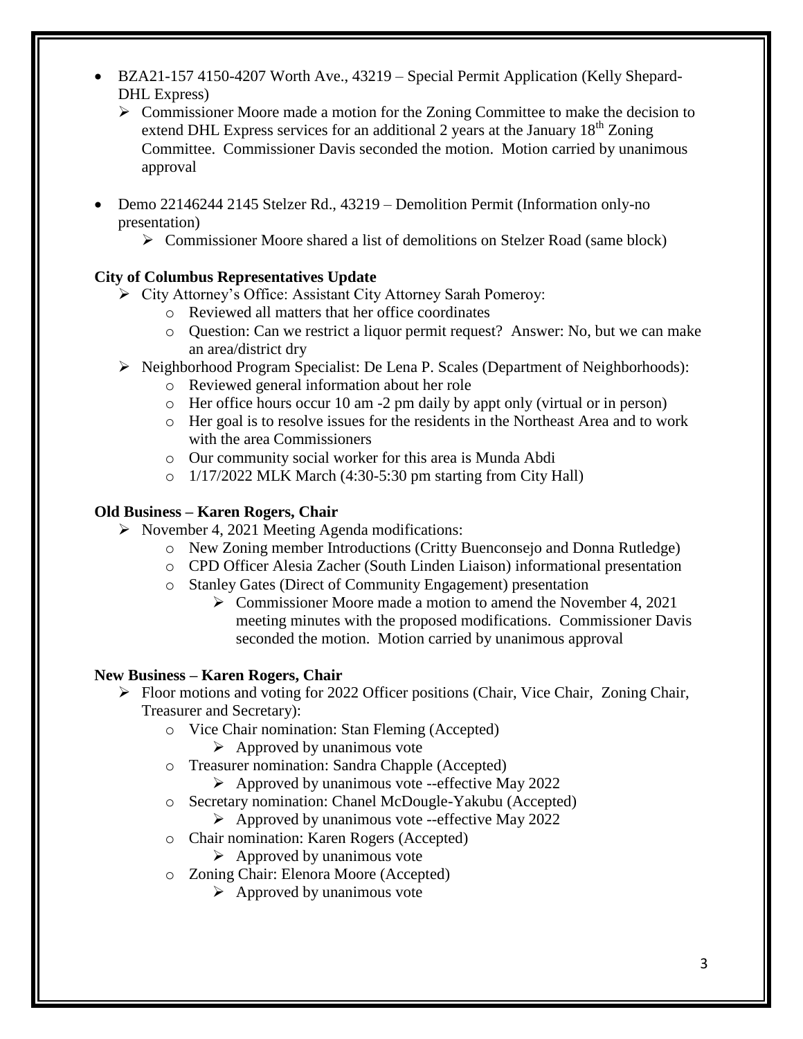- BZA21-157 4150-4207 Worth Ave., 43219 – Special Permit Application (Kelly Shepard-DHL Express)
  - Commissioner Moore made a motion for the Zoning Committee to make the decision to extend DHL Express services for an additional 2 years at the January 18th Zoning Committee. Commissioner Davis seconded the motion. Motion carried by unanimous approval

- Demo 22146244 2145 Stelzer Rd., 43219 – Demolition Permit (Information only-no presentation)
  - Commissioner Moore shared a list of demolitions on Stelzer Road (same block)

**City of Columbus Representatives Update**

- City Attorney's Office: Assistant City Attorney Sarah Pomeroy:
  - Reviewed all matters that her office coordinates
  - Question: Can we restrict a liquor permit request? Answer: No, but we can make an area/district dry
- Neighborhood Program Specialist: De Lena P. Scales (Department of Neighborhoods):
  - Reviewed general information about her role
  - Her office hours occur 10 am -2 pm daily by appt only (virtual or in person)
  - Her goal is to resolve issues for the residents in the Northeast Area and to work with the area Commissioners
  - Our community social worker for this area is Munda Abdi
  - 1/17/2022 MLK March (4:30-5:30 pm starting from City Hall)

**Old Business – Karen Rogers, Chair**

- November 4, 2021 Meeting Agenda modifications:
  - New Zoning member Introductions (Critty Buenconsejo and Donna Rutledge)
  - CPD Officer Alesia Zacher (South Linden Liaison) informational presentation
  - Stanley Gates (Direct of Community Engagement) presentation
    - Commissioner Moore made a motion to amend the November 4, 2021 meeting minutes with the proposed modifications. Commissioner Davis seconded the motion. Motion carried by unanimous approval

**New Business – Karen Rogers, Chair**

- Floor motions and voting for 2022 Officer positions (Chair, Vice Chair, Zoning Chair, Treasurer and Secretary):
  - Vice Chair nomination: Stan Fleming (Accepted)
    - Approved by unanimous vote
  - Treasurer nomination: Sandra Chapple (Accepted)
    - Approved by unanimous vote --effective May 2022
  - Secretary nomination: Chanel McDougle-Yakubu (Accepted)
    - Approved by unanimous vote --effective May 2022
  - Chair nomination: Karen Rogers (Accepted)
    - Approved by unanimous vote
  - Zoning Chair: Elenora Moore (Accepted)
    - Approved by unanimous vote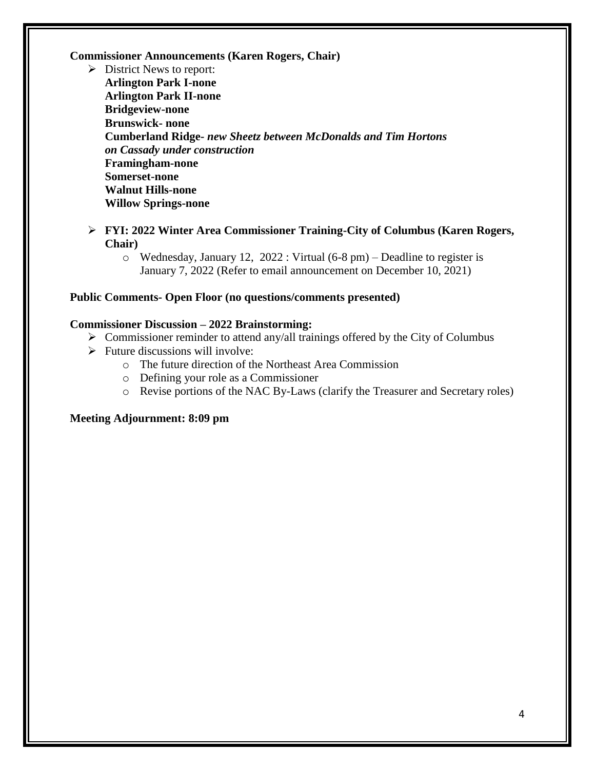**Commissioner Announcements (Karen Rogers, Chair)**

- District News to report:
  **Arlington Park I-none**
  **Arlington Park II-none**
  **Bridgeview-none**
  **Brunswick- none**
  **Cumberland Ridge-** ***new Sheetz between McDonalds and Tim Hortons on Cassady under construction***
  **Framingham-none**
  **Somerset-none**
  **Walnut Hills-none**
  **Willow Springs-none**

- **FYI: 2022 Winter Area Commissioner Training-City of Columbus (Karen Rogers, Chair)**
  - Wednesday, January 12, 2022 : Virtual (6-8 pm) – Deadline to register is January 7, 2022 (Refer to email announcement on December 10, 2021)

**Public Comments- Open Floor (no questions/comments presented)**

**Commissioner Discussion – 2022 Brainstorming:**

- Commissioner reminder to attend any/all trainings offered by the City of Columbus
- Future discussions will involve:
  - The future direction of the Northeast Area Commission
  - Defining your role as a Commissioner
  - Revise portions of the NAC By-Laws (clarify the Treasurer and Secretary roles)

**Meeting Adjournment: 8:09 pm**